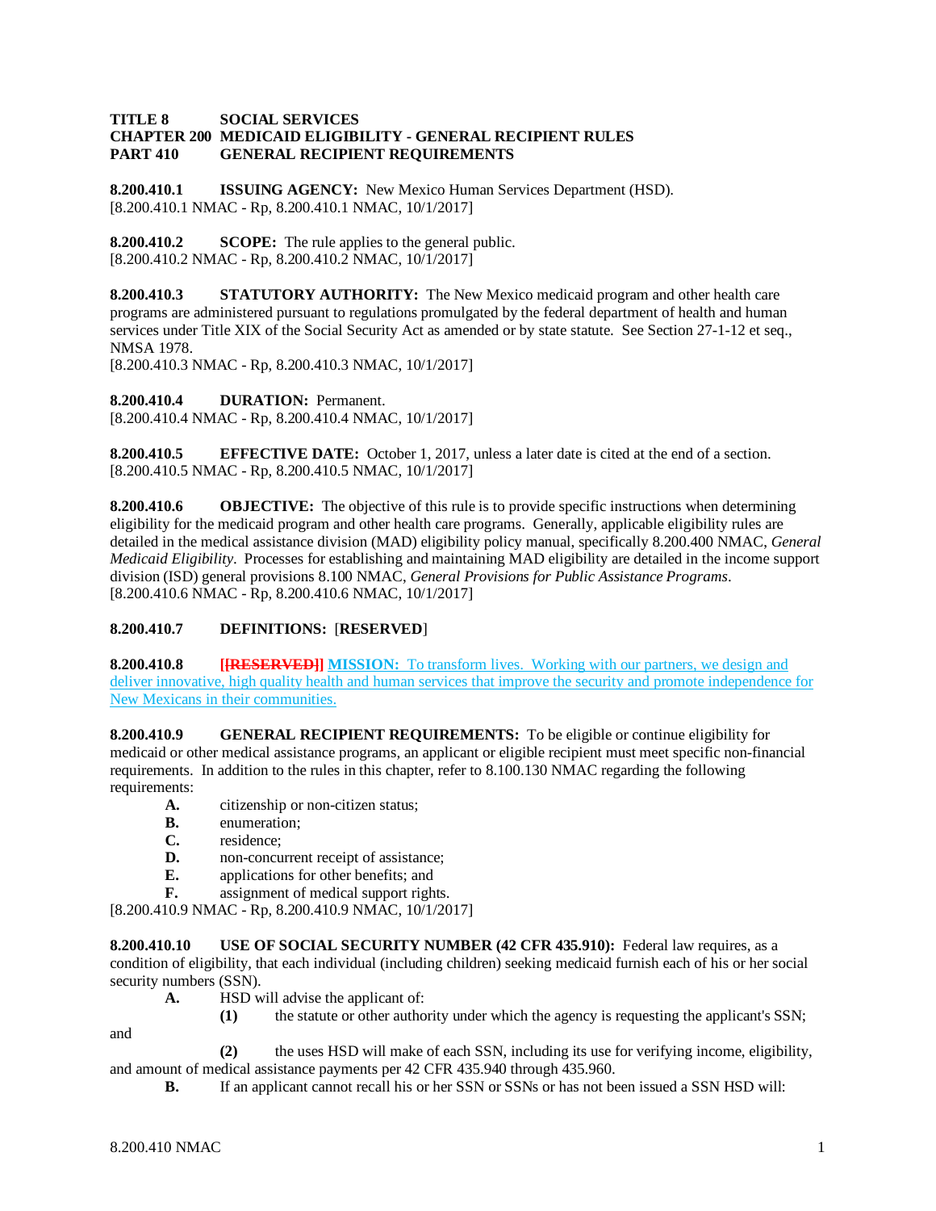**TITLE 8 SOCIAL SERVICES**
**CHAPTER 200 MEDICAID ELIGIBILITY - GENERAL RECIPIENT RULES**
**PART 410 GENERAL RECIPIENT REQUIREMENTS**

**8.200.410.1 ISSUING AGENCY:** New Mexico Human Services Department (HSD).
[8.200.410.1 NMAC - Rp, 8.200.410.1 NMAC, 10/1/2017]

**8.200.410.2 SCOPE:** The rule applies to the general public.
[8.200.410.2 NMAC - Rp, 8.200.410.2 NMAC, 10/1/2017]

**8.200.410.3 STATUTORY AUTHORITY:** The New Mexico medicaid program and other health care programs are administered pursuant to regulations promulgated by the federal department of health and human services under Title XIX of the Social Security Act as amended or by state statute. See Section 27-1-12 et seq., NMSA 1978.
[8.200.410.3 NMAC - Rp, 8.200.410.3 NMAC, 10/1/2017]

**8.200.410.4 DURATION:** Permanent.
[8.200.410.4 NMAC - Rp, 8.200.410.4 NMAC, 10/1/2017]

**8.200.410.5 EFFECTIVE DATE:** October 1, 2017, unless a later date is cited at the end of a section.
[8.200.410.5 NMAC - Rp, 8.200.410.5 NMAC, 10/1/2017]

**8.200.410.6 OBJECTIVE:** The objective of this rule is to provide specific instructions when determining eligibility for the medicaid program and other health care programs. Generally, applicable eligibility rules are detailed in the medical assistance division (MAD) eligibility policy manual, specifically 8.200.400 NMAC, *General Medicaid Eligibility*. Processes for establishing and maintaining MAD eligibility are detailed in the income support division (ISD) general provisions 8.100 NMAC, *General Provisions for Public Assistance Programs*.
[8.200.410.6 NMAC - Rp, 8.200.410.6 NMAC, 10/1/2017]

**8.200.410.7 DEFINITIONS:** [**RESERVED**]

**8.200.410.8** **[~~[RESERVED]~~]** **MISSION:** To transform lives. Working with our partners, we design and deliver innovative, high quality health and human services that improve the security and promote independence for New Mexicans in their communities.

**8.200.410.9 GENERAL RECIPIENT REQUIREMENTS:** To be eligible or continue eligibility for medicaid or other medical assistance programs, an applicant or eligible recipient must meet specific non-financial requirements. In addition to the rules in this chapter, refer to 8.100.130 NMAC regarding the following requirements:

**A.** citizenship or non-citizen status;
**B.** enumeration;
**C.** residence;
**D.** non-concurrent receipt of assistance;
**E.** applications for other benefits; and
**F.** assignment of medical support rights.

[8.200.410.9 NMAC - Rp, 8.200.410.9 NMAC, 10/1/2017]

**8.200.410.10 USE OF SOCIAL SECURITY NUMBER (42 CFR 435.910):** Federal law requires, as a condition of eligibility, that each individual (including children) seeking medicaid furnish each of his or her social security numbers (SSN).

**A.** HSD will advise the applicant of:
**(1)** the statute or other authority under which the agency is requesting the applicant's SSN; and
**(2)** the uses HSD will make of each SSN, including its use for verifying income, eligibility, and amount of medical assistance payments per 42 CFR 435.940 through 435.960.

**B.** If an applicant cannot recall his or her SSN or SSNs or has not been issued a SSN HSD will: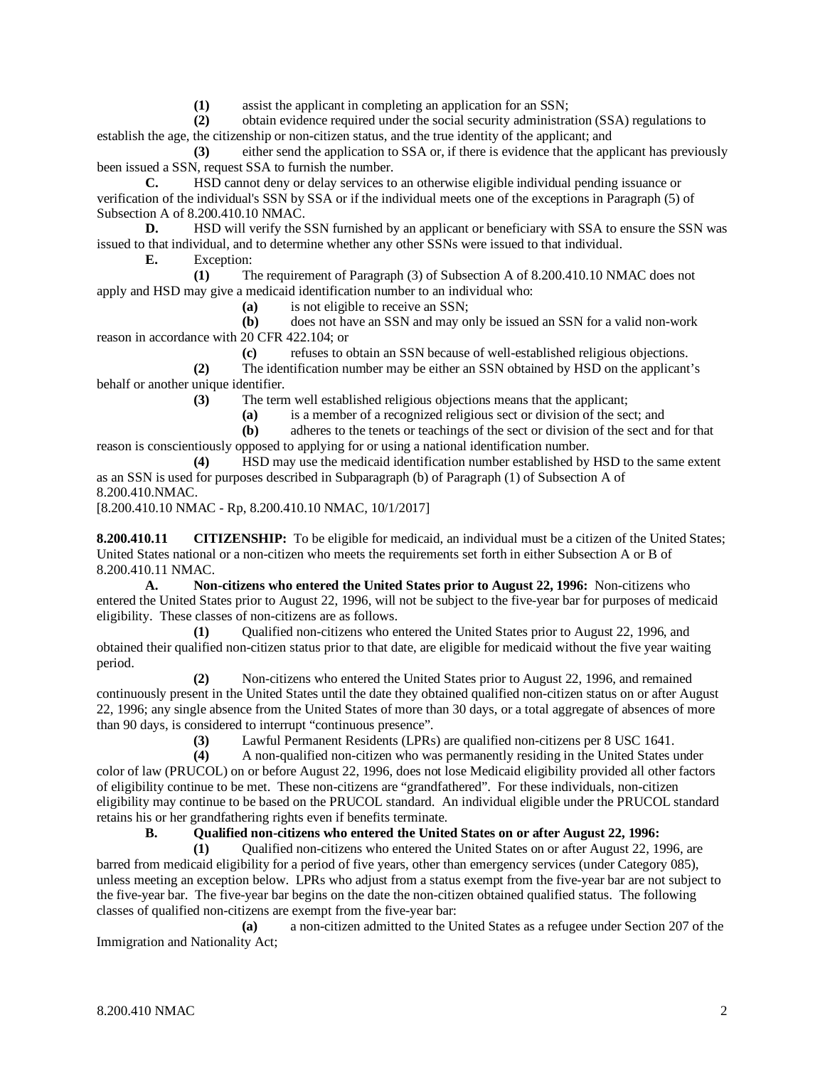**(1)** assist the applicant in completing an application for an SSN;

**(2)** obtain evidence required under the social security administration (SSA) regulations to establish the age, the citizenship or non-citizen status, and the true identity of the applicant; and

**(3)** either send the application to SSA or, if there is evidence that the applicant has previously been issued a SSN, request SSA to furnish the number.

**C.** HSD cannot deny or delay services to an otherwise eligible individual pending issuance or verification of the individual's SSN by SSA or if the individual meets one of the exceptions in Paragraph (5) of Subsection A of 8.200.410.10 NMAC.

**D.** HSD will verify the SSN furnished by an applicant or beneficiary with SSA to ensure the SSN was issued to that individual, and to determine whether any other SSNs were issued to that individual.

**E.** Exception:

**(1)** The requirement of Paragraph (3) of Subsection A of 8.200.410.10 NMAC does not apply and HSD may give a medicaid identification number to an individual who:

**(a)** is not eligible to receive an SSN;

**(b)** does not have an SSN and may only be issued an SSN for a valid non-work reason in accordance with 20 CFR 422.104; or

**(c)** refuses to obtain an SSN because of well-established religious objections.

**(2)** The identification number may be either an SSN obtained by HSD on the applicant's behalf or another unique identifier.

**(3)** The term well established religious objections means that the applicant;

**(a)** is a member of a recognized religious sect or division of the sect; and

**(b)** adheres to the tenets or teachings of the sect or division of the sect and for that reason is conscientiously opposed to applying for or using a national identification number.

**(4)** HSD may use the medicaid identification number established by HSD to the same extent as an SSN is used for purposes described in Subparagraph (b) of Paragraph (1) of Subsection A of 8.200.410.NMAC.

[8.200.410.10 NMAC - Rp, 8.200.410.10 NMAC, 10/1/2017]

**8.200.410.11 CITIZENSHIP:** To be eligible for medicaid, an individual must be a citizen of the United States; United States national or a non-citizen who meets the requirements set forth in either Subsection A or B of 8.200.410.11 NMAC.

**A. Non-citizens who entered the United States prior to August 22, 1996:** Non-citizens who entered the United States prior to August 22, 1996, will not be subject to the five-year bar for purposes of medicaid eligibility. These classes of non-citizens are as follows.

**(1)** Qualified non-citizens who entered the United States prior to August 22, 1996, and obtained their qualified non-citizen status prior to that date, are eligible for medicaid without the five year waiting period.

**(2)** Non-citizens who entered the United States prior to August 22, 1996, and remained continuously present in the United States until the date they obtained qualified non-citizen status on or after August 22, 1996; any single absence from the United States of more than 30 days, or a total aggregate of absences of more than 90 days, is considered to interrupt "continuous presence".

**(3)** Lawful Permanent Residents (LPRs) are qualified non-citizens per 8 USC 1641.

**(4)** A non-qualified non-citizen who was permanently residing in the United States under color of law (PRUCOL) on or before August 22, 1996, does not lose Medicaid eligibility provided all other factors of eligibility continue to be met. These non-citizens are "grandfathered". For these individuals, non-citizen eligibility may continue to be based on the PRUCOL standard. An individual eligible under the PRUCOL standard retains his or her grandfathering rights even if benefits terminate.

**B. Qualified non-citizens who entered the United States on or after August 22, 1996:**

**(1)** Qualified non-citizens who entered the United States on or after August 22, 1996, are barred from medicaid eligibility for a period of five years, other than emergency services (under Category 085), unless meeting an exception below. LPRs who adjust from a status exempt from the five-year bar are not subject to the five-year bar. The five-year bar begins on the date the non-citizen obtained qualified status. The following classes of qualified non-citizens are exempt from the five-year bar:

**(a)** a non-citizen admitted to the United States as a refugee under Section 207 of the Immigration and Nationality Act;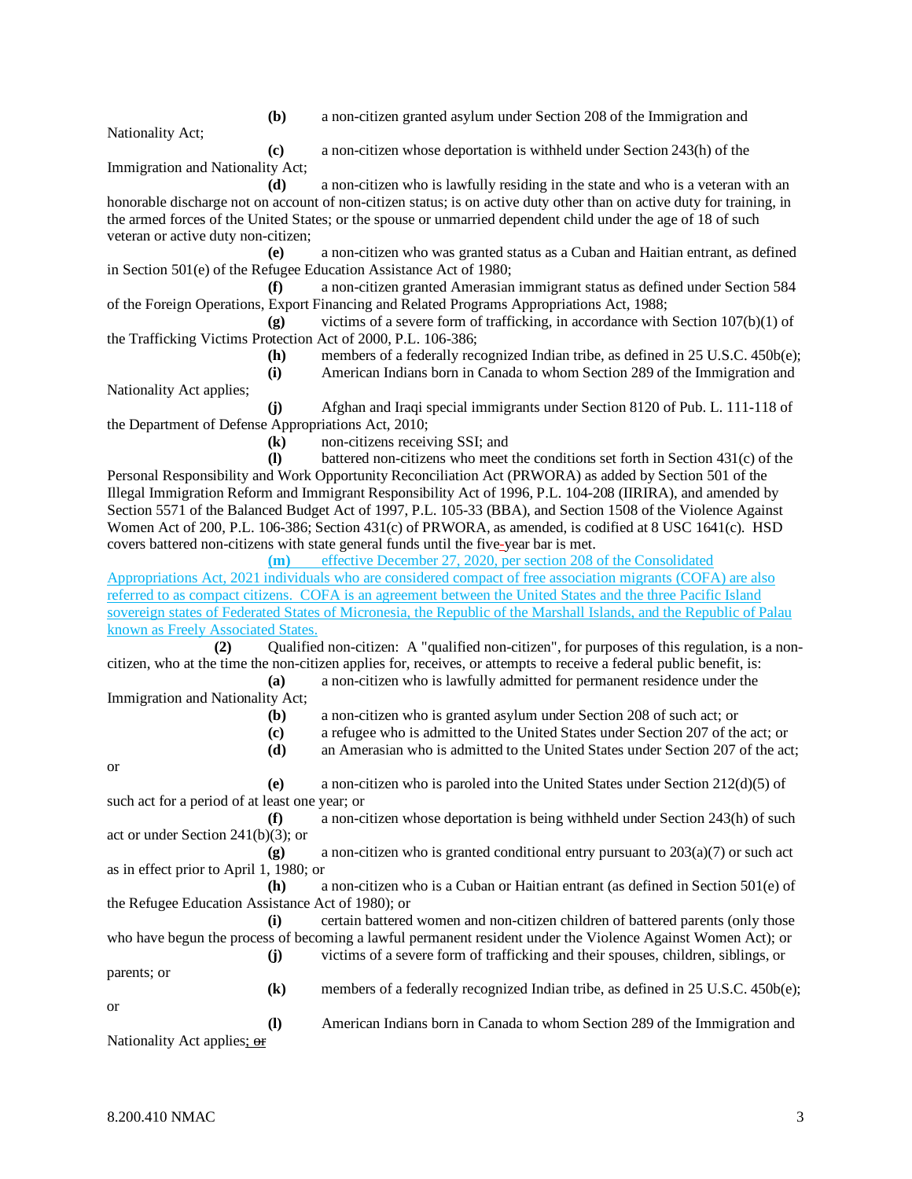**(b)** a non-citizen granted asylum under Section 208 of the Immigration and Nationality Act;

**(c)** a non-citizen whose deportation is withheld under Section 243(h) of the Immigration and Nationality Act;

**(d)** a non-citizen who is lawfully residing in the state and who is a veteran with an honorable discharge not on account of non-citizen status; is on active duty other than on active duty for training, in the armed forces of the United States; or the spouse or unmarried dependent child under the age of 18 of such veteran or active duty non-citizen;

**(e)** a non-citizen who was granted status as a Cuban and Haitian entrant, as defined in Section 501(e) of the Refugee Education Assistance Act of 1980;

**(f)** a non-citizen granted Amerasian immigrant status as defined under Section 584 of the Foreign Operations, Export Financing and Related Programs Appropriations Act, 1988;

**(g)** victims of a severe form of trafficking, in accordance with Section 107(b)(1) of the Trafficking Victims Protection Act of 2000, P.L. 106-386;

**(h)** members of a federally recognized Indian tribe, as defined in 25 U.S.C. 450b(e);

**(i)** American Indians born in Canada to whom Section 289 of the Immigration and Nationality Act applies;

**(j)** Afghan and Iraqi special immigrants under Section 8120 of Pub. L. 111-118 of the Department of Defense Appropriations Act, 2010;

**(k)** non-citizens receiving SSI; and

**(l)** battered non-citizens who meet the conditions set forth in Section 431(c) of the Personal Responsibility and Work Opportunity Reconciliation Act (PRWORA) as added by Section 501 of the Illegal Immigration Reform and Immigrant Responsibility Act of 1996, P.L. 104-208 (IIRIRA), and amended by Section 5571 of the Balanced Budget Act of 1997, P.L. 105-33 (BBA), and Section 1508 of the Violence Against Women Act of 200, P.L. 106-386; Section 431(c) of PRWORA, as amended, is codified at 8 USC 1641(c). HSD covers battered non-citizens with state general funds until the five-year bar is met.

**(m)** effective December 27, 2020, per section 208 of the Consolidated Appropriations Act, 2021 individuals who are considered compact of free association migrants (COFA) are also referred to as compact citizens. COFA is an agreement between the United States and the three Pacific Island sovereign states of Federated States of Micronesia, the Republic of the Marshall Islands, and the Republic of Palau known as Freely Associated States.

**(2)** Qualified non-citizen: A "qualified non-citizen", for purposes of this regulation, is a non-citizen, who at the time the non-citizen applies for, receives, or attempts to receive a federal public benefit, is:

**(a)** a non-citizen who is lawfully admitted for permanent residence under the Immigration and Nationality Act;

**(b)** a non-citizen who is granted asylum under Section 208 of such act; or

**(c)** a refugee who is admitted to the United States under Section 207 of the act; or

**(d)** an Amerasian who is admitted to the United States under Section 207 of the act; or

**(e)** a non-citizen who is paroled into the United States under Section 212(d)(5) of such act for a period of at least one year; or

**(f)** a non-citizen whose deportation is being withheld under Section 243(h) of such act or under Section 241(b)(3); or

**(g)** a non-citizen who is granted conditional entry pursuant to 203(a)(7) or such act as in effect prior to April 1, 1980; or

**(h)** a non-citizen who is a Cuban or Haitian entrant (as defined in Section 501(e) of the Refugee Education Assistance Act of 1980); or

**(i)** certain battered women and non-citizen children of battered parents (only those who have begun the process of becoming a lawful permanent resident under the Violence Against Women Act); or

**(j)** victims of a severe form of trafficking and their spouses, children, siblings, or parents; or

**(k)** members of a federally recognized Indian tribe, as defined in 25 U.S.C. 450b(e); or

**(l)** American Indians born in Canada to whom Section 289 of the Immigration and Nationality Act applies; ~~or~~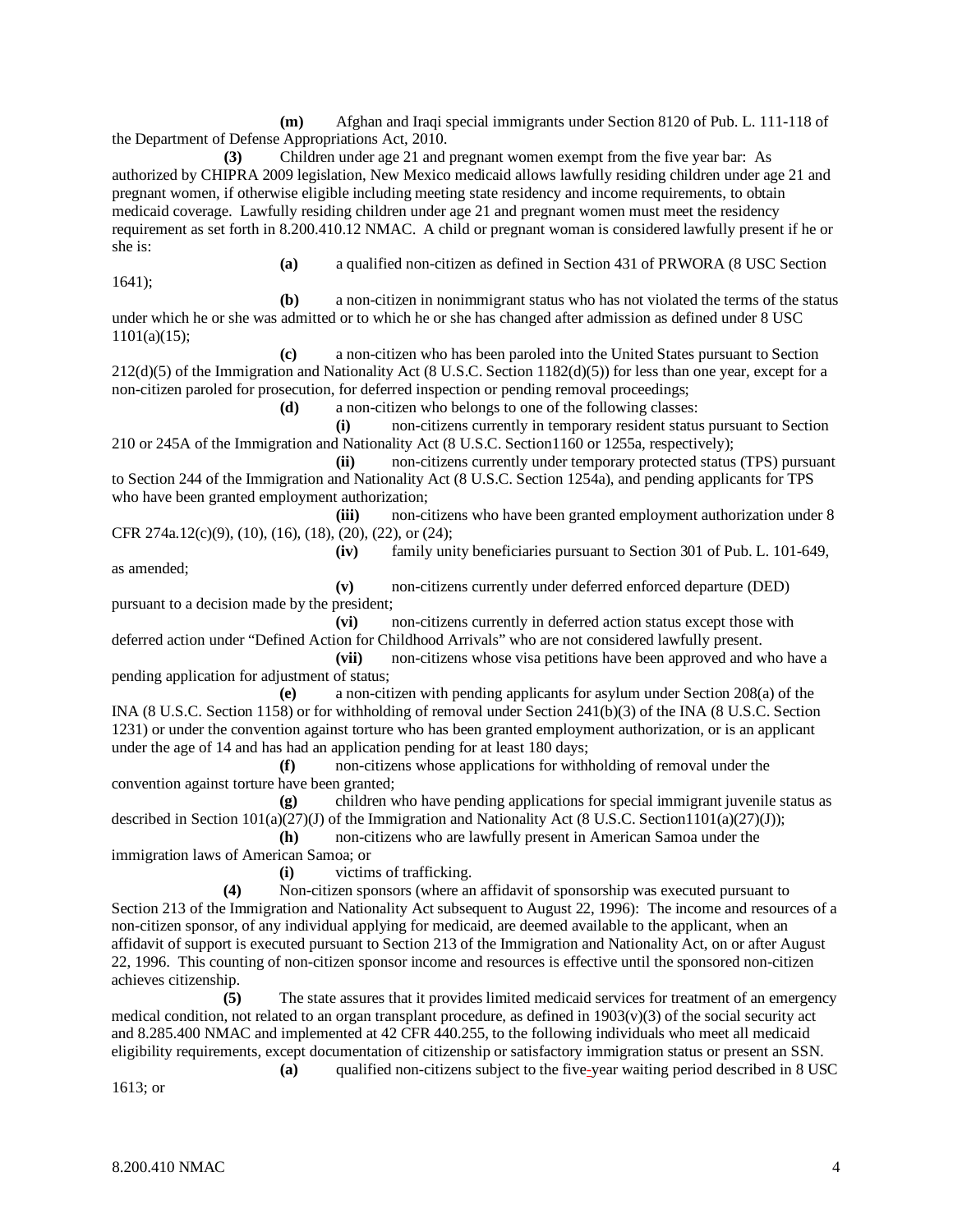**(m)** Afghan and Iraqi special immigrants under Section 8120 of Pub. L. 111-118 of the Department of Defense Appropriations Act, 2010.

**(3)** Children under age 21 and pregnant women exempt from the five year bar: As authorized by CHIPRA 2009 legislation, New Mexico medicaid allows lawfully residing children under age 21 and pregnant women, if otherwise eligible including meeting state residency and income requirements, to obtain medicaid coverage. Lawfully residing children under age 21 and pregnant women must meet the residency requirement as set forth in 8.200.410.12 NMAC. A child or pregnant woman is considered lawfully present if he or she is:

**(a)** a qualified non-citizen as defined in Section 431 of PRWORA (8 USC Section 1641);

**(b)** a non-citizen in nonimmigrant status who has not violated the terms of the status under which he or she was admitted or to which he or she has changed after admission as defined under 8 USC 1101(a)(15);

**(c)** a non-citizen who has been paroled into the United States pursuant to Section 212(d)(5) of the Immigration and Nationality Act (8 U.S.C. Section 1182(d)(5)) for less than one year, except for a non-citizen paroled for prosecution, for deferred inspection or pending removal proceedings;

**(d)** a non-citizen who belongs to one of the following classes:

**(i)** non-citizens currently in temporary resident status pursuant to Section 210 or 245A of the Immigration and Nationality Act (8 U.S.C. Section1160 or 1255a, respectively);

**(ii)** non-citizens currently under temporary protected status (TPS) pursuant to Section 244 of the Immigration and Nationality Act (8 U.S.C. Section 1254a), and pending applicants for TPS who have been granted employment authorization;

**(iii)** non-citizens who have been granted employment authorization under 8 CFR 274a.12(c)(9), (10), (16), (18), (20), (22), or (24);

**(iv)** family unity beneficiaries pursuant to Section 301 of Pub. L. 101-649, as amended;

**(v)** non-citizens currently under deferred enforced departure (DED) pursuant to a decision made by the president;

**(vi)** non-citizens currently in deferred action status except those with deferred action under "Defined Action for Childhood Arrivals" who are not considered lawfully present.

**(vii)** non-citizens whose visa petitions have been approved and who have a pending application for adjustment of status;

**(e)** a non-citizen with pending applicants for asylum under Section 208(a) of the INA (8 U.S.C. Section 1158) or for withholding of removal under Section 241(b)(3) of the INA (8 U.S.C. Section 1231) or under the convention against torture who has been granted employment authorization, or is an applicant under the age of 14 and has had an application pending for at least 180 days;

**(f)** non-citizens whose applications for withholding of removal under the convention against torture have been granted;

**(g)** children who have pending applications for special immigrant juvenile status as described in Section 101(a)(27)(J) of the Immigration and Nationality Act (8 U.S.C. Section1101(a)(27)(J));

**(h)** non-citizens who are lawfully present in American Samoa under the immigration laws of American Samoa; or

**(i)** victims of trafficking.

**(4)** Non-citizen sponsors (where an affidavit of sponsorship was executed pursuant to Section 213 of the Immigration and Nationality Act subsequent to August 22, 1996): The income and resources of a non-citizen sponsor, of any individual applying for medicaid, are deemed available to the applicant, when an affidavit of support is executed pursuant to Section 213 of the Immigration and Nationality Act, on or after August 22, 1996. This counting of non-citizen sponsor income and resources is effective until the sponsored non-citizen achieves citizenship.

**(5)** The state assures that it provides limited medicaid services for treatment of an emergency medical condition, not related to an organ transplant procedure, as defined in 1903(v)(3) of the social security act and 8.285.400 NMAC and implemented at 42 CFR 440.255, to the following individuals who meet all medicaid eligibility requirements, except documentation of citizenship or satisfactory immigration status or present an SSN.

**(a)** qualified non-citizens subject to the five-year waiting period described in 8 USC 1613; or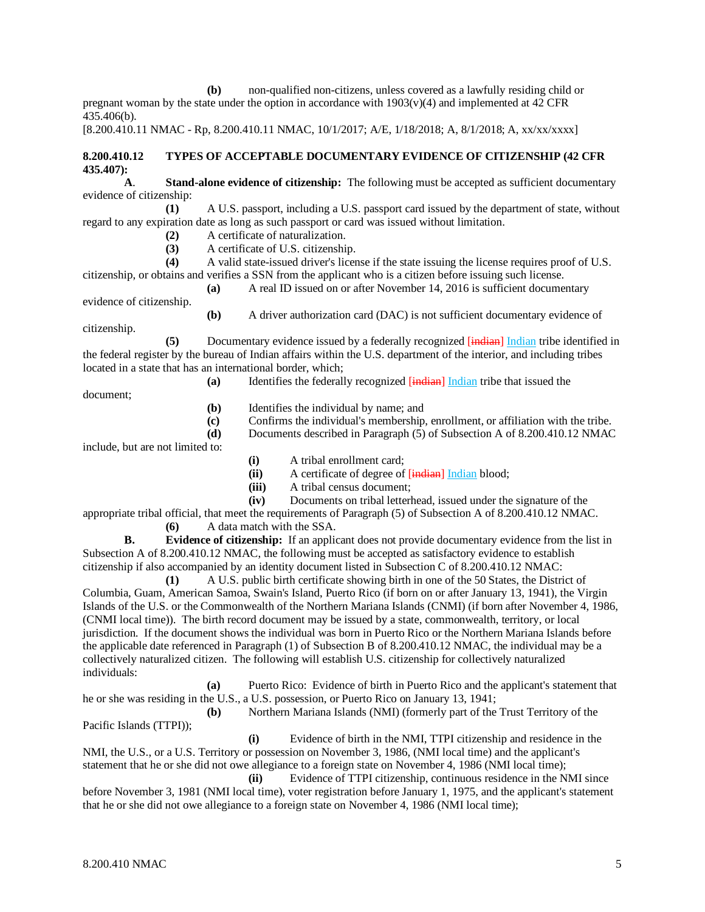**(b)** non-qualified non-citizens, unless covered as a lawfully residing child or pregnant woman by the state under the option in accordance with 1903(v)(4) and implemented at 42 CFR 435.406(b).

[8.200.410.11 NMAC - Rp, 8.200.410.11 NMAC, 10/1/2017; A/E, 1/18/2018; A, 8/1/2018; A, xx/xx/xxxx]

**8.200.410.12 TYPES OF ACCEPTABLE DOCUMENTARY EVIDENCE OF CITIZENSHIP (42 CFR 435.407):**

**A**. **Stand-alone evidence of citizenship:** The following must be accepted as sufficient documentary evidence of citizenship:

**(1)** A U.S. passport, including a U.S. passport card issued by the department of state, without regard to any expiration date as long as such passport or card was issued without limitation.

**(2)** A certificate of naturalization.

**(3)** A certificate of U.S. citizenship.

**(4)** A valid state-issued driver's license if the state issuing the license requires proof of U.S. citizenship, or obtains and verifies a SSN from the applicant who is a citizen before issuing such license.

**(a)** A real ID issued on or after November 14, 2016 is sufficient documentary evidence of citizenship.

**(b)** A driver authorization card (DAC) is not sufficient documentary evidence of citizenship.

**(5)** Documentary evidence issued by a federally recognized [indian] Indian tribe identified in the federal register by the bureau of Indian affairs within the U.S. department of the interior, and including tribes located in a state that has an international border, which;

**(a)** Identifies the federally recognized [indian] Indian tribe that issued the document;

**(b)** Identifies the individual by name; and

**(c)** Confirms the individual's membership, enrollment, or affiliation with the tribe.

**(d)** Documents described in Paragraph (5) of Subsection A of 8.200.410.12 NMAC include, but are not limited to:

**(i)** A tribal enrollment card;

**(ii)** A certificate of degree of [indian] Indian blood;

**(iii)** A tribal census document;

**(iv)** Documents on tribal letterhead, issued under the signature of the appropriate tribal official, that meet the requirements of Paragraph (5) of Subsection A of 8.200.410.12 NMAC.

**(6)** A data match with the SSA.

**B.** **Evidence of citizenship:** If an applicant does not provide documentary evidence from the list in Subsection A of 8.200.410.12 NMAC, the following must be accepted as satisfactory evidence to establish citizenship if also accompanied by an identity document listed in Subsection C of 8.200.410.12 NMAC:

**(1)** A U.S. public birth certificate showing birth in one of the 50 States, the District of Columbia, Guam, American Samoa, Swain's Island, Puerto Rico (if born on or after January 13, 1941), the Virgin Islands of the U.S. or the Commonwealth of the Northern Mariana Islands (CNMI) (if born after November 4, 1986, (CNMI local time)). The birth record document may be issued by a state, commonwealth, territory, or local jurisdiction. If the document shows the individual was born in Puerto Rico or the Northern Mariana Islands before the applicable date referenced in Paragraph (1) of Subsection B of 8.200.410.12 NMAC, the individual may be a collectively naturalized citizen. The following will establish U.S. citizenship for collectively naturalized individuals:

**(a)** Puerto Rico: Evidence of birth in Puerto Rico and the applicant's statement that he or she was residing in the U.S., a U.S. possession, or Puerto Rico on January 13, 1941;

**(b)** Northern Mariana Islands (NMI) (formerly part of the Trust Territory of the Pacific Islands (TTPI));

**(i)** Evidence of birth in the NMI, TTPI citizenship and residence in the NMI, the U.S., or a U.S. Territory or possession on November 3, 1986, (NMI local time) and the applicant's statement that he or she did not owe allegiance to a foreign state on November 4, 1986 (NMI local time);

**(ii)** Evidence of TTPI citizenship, continuous residence in the NMI since before November 3, 1981 (NMI local time), voter registration before January 1, 1975, and the applicant's statement that he or she did not owe allegiance to a foreign state on November 4, 1986 (NMI local time);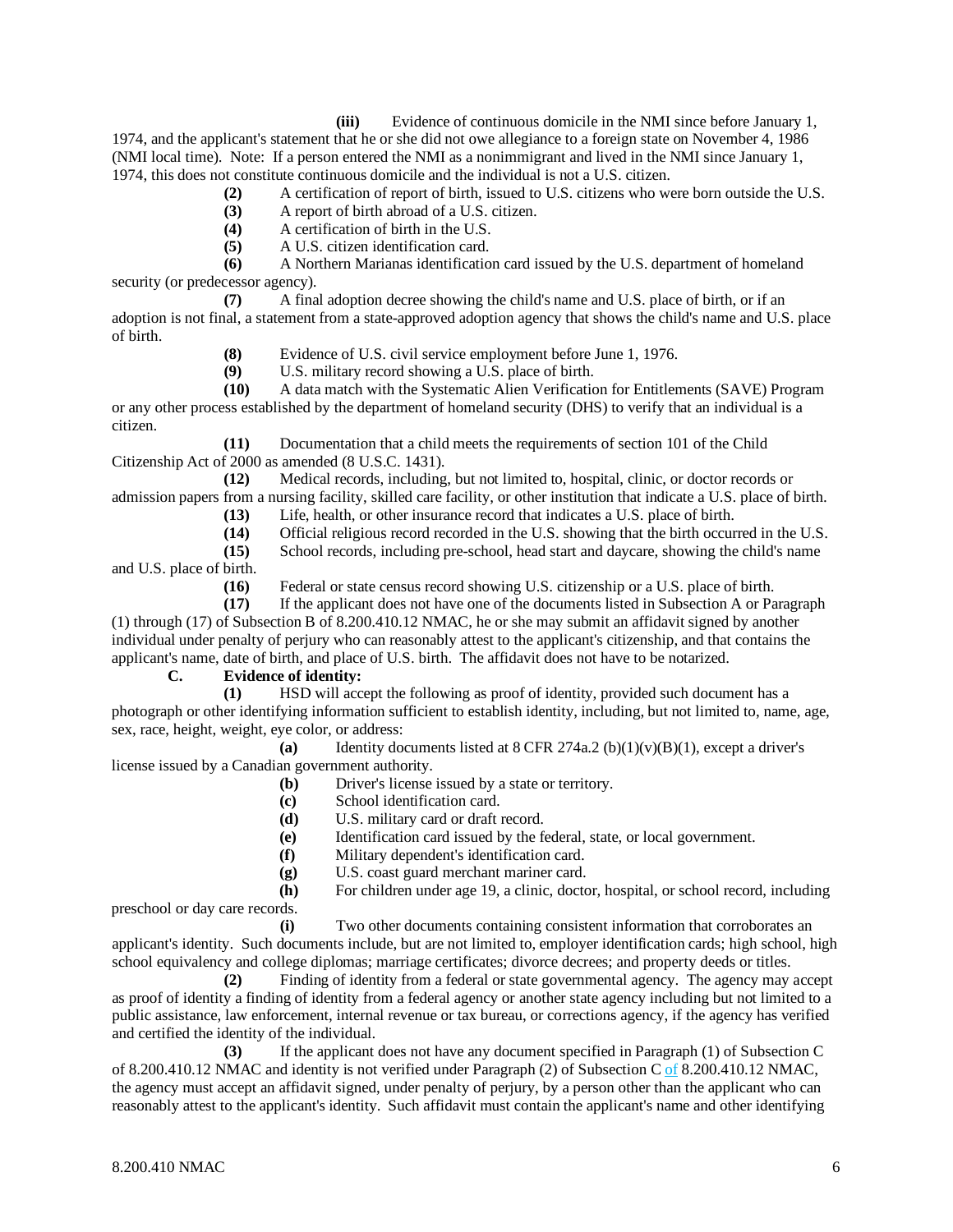**(iii)** Evidence of continuous domicile in the NMI since before January 1, 1974, and the applicant's statement that he or she did not owe allegiance to a foreign state on November 4, 1986 (NMI local time). Note: If a person entered the NMI as a nonimmigrant and lived in the NMI since January 1, 1974, this does not constitute continuous domicile and the individual is not a U.S. citizen.

**(2)** A certification of report of birth, issued to U.S. citizens who were born outside the U.S.

**(3)** A report of birth abroad of a U.S. citizen.

**(4)** A certification of birth in the U.S.

**(5)** A U.S. citizen identification card.

**(6)** A Northern Marianas identification card issued by the U.S. department of homeland security (or predecessor agency).

**(7)** A final adoption decree showing the child's name and U.S. place of birth, or if an adoption is not final, a statement from a state-approved adoption agency that shows the child's name and U.S. place of birth.

**(8)** Evidence of U.S. civil service employment before June 1, 1976.

**(9)** U.S. military record showing a U.S. place of birth.

**(10)** A data match with the Systematic Alien Verification for Entitlements (SAVE) Program or any other process established by the department of homeland security (DHS) to verify that an individual is a citizen.

**(11)** Documentation that a child meets the requirements of section 101 of the Child Citizenship Act of 2000 as amended (8 U.S.C. 1431).

**(12)** Medical records, including, but not limited to, hospital, clinic, or doctor records or admission papers from a nursing facility, skilled care facility, or other institution that indicate a U.S. place of birth.

**(13)** Life, health, or other insurance record that indicates a U.S. place of birth.

**(14)** Official religious record recorded in the U.S. showing that the birth occurred in the U.S.

**(15)** School records, including pre-school, head start and daycare, showing the child's name and U.S. place of birth.

**(16)** Federal or state census record showing U.S. citizenship or a U.S. place of birth.

**(17)** If the applicant does not have one of the documents listed in Subsection A or Paragraph (1) through (17) of Subsection B of 8.200.410.12 NMAC, he or she may submit an affidavit signed by another individual under penalty of perjury who can reasonably attest to the applicant's citizenship, and that contains the applicant's name, date of birth, and place of U.S. birth. The affidavit does not have to be notarized.

**C. Evidence of identity:**

**(1)** HSD will accept the following as proof of identity, provided such document has a photograph or other identifying information sufficient to establish identity, including, but not limited to, name, age, sex, race, height, weight, eye color, or address:

**(a)** Identity documents listed at 8 CFR 274a.2 (b)(1)(v)(B)(1), except a driver's license issued by a Canadian government authority.

**(b)** Driver's license issued by a state or territory.

**(c)** School identification card.

**(d)** U.S. military card or draft record.

**(e)** Identification card issued by the federal, state, or local government.

**(f)** Military dependent's identification card.

**(g)** U.S. coast guard merchant mariner card.

**(h)** For children under age 19, a clinic, doctor, hospital, or school record, including preschool or day care records.

**(i)** Two other documents containing consistent information that corroborates an applicant's identity. Such documents include, but are not limited to, employer identification cards; high school, high school equivalency and college diplomas; marriage certificates; divorce decrees; and property deeds or titles.

**(2)** Finding of identity from a federal or state governmental agency. The agency may accept as proof of identity a finding of identity from a federal agency or another state agency including but not limited to a public assistance, law enforcement, internal revenue or tax bureau, or corrections agency, if the agency has verified and certified the identity of the individual.

**(3)** If the applicant does not have any document specified in Paragraph (1) of Subsection C of 8.200.410.12 NMAC and identity is not verified under Paragraph (2) of Subsection C of 8.200.410.12 NMAC, the agency must accept an affidavit signed, under penalty of perjury, by a person other than the applicant who can reasonably attest to the applicant's identity. Such affidavit must contain the applicant's name and other identifying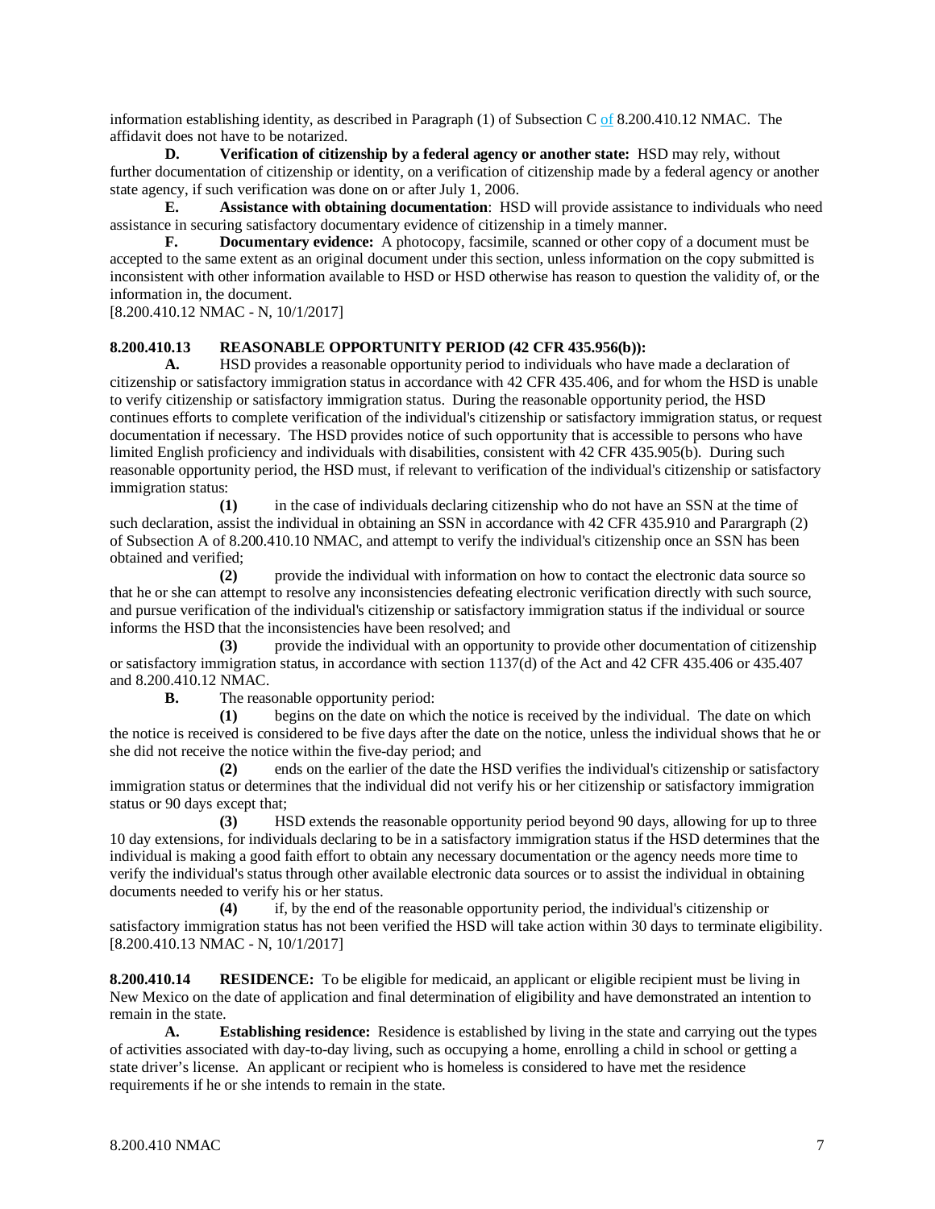information establishing identity, as described in Paragraph (1) of Subsection C of 8.200.410.12 NMAC. The affidavit does not have to be notarized.

**D. Verification of citizenship by a federal agency or another state:** HSD may rely, without further documentation of citizenship or identity, on a verification of citizenship made by a federal agency or another state agency, if such verification was done on or after July 1, 2006.

**E. Assistance with obtaining documentation**: HSD will provide assistance to individuals who need assistance in securing satisfactory documentary evidence of citizenship in a timely manner.

**F. Documentary evidence:** A photocopy, facsimile, scanned or other copy of a document must be accepted to the same extent as an original document under this section, unless information on the copy submitted is inconsistent with other information available to HSD or HSD otherwise has reason to question the validity of, or the information in, the document.

[8.200.410.12 NMAC - N, 10/1/2017]

**8.200.410.13 REASONABLE OPPORTUNITY PERIOD (42 CFR 435.956(b)):**

**A.** HSD provides a reasonable opportunity period to individuals who have made a declaration of citizenship or satisfactory immigration status in accordance with 42 CFR 435.406, and for whom the HSD is unable to verify citizenship or satisfactory immigration status. During the reasonable opportunity period, the HSD continues efforts to complete verification of the individual's citizenship or satisfactory immigration status, or request documentation if necessary. The HSD provides notice of such opportunity that is accessible to persons who have limited English proficiency and individuals with disabilities, consistent with 42 CFR 435.905(b). During such reasonable opportunity period, the HSD must, if relevant to verification of the individual's citizenship or satisfactory immigration status:

**(1)** in the case of individuals declaring citizenship who do not have an SSN at the time of such declaration, assist the individual in obtaining an SSN in accordance with 42 CFR 435.910 and Parargraph (2) of Subsection A of 8.200.410.10 NMAC, and attempt to verify the individual's citizenship once an SSN has been obtained and verified;

**(2)** provide the individual with information on how to contact the electronic data source so that he or she can attempt to resolve any inconsistencies defeating electronic verification directly with such source, and pursue verification of the individual's citizenship or satisfactory immigration status if the individual or source informs the HSD that the inconsistencies have been resolved; and

**(3)** provide the individual with an opportunity to provide other documentation of citizenship or satisfactory immigration status, in accordance with section 1137(d) of the Act and 42 CFR 435.406 or 435.407 and 8.200.410.12 NMAC.

**B.** The reasonable opportunity period:

**(1)** begins on the date on which the notice is received by the individual. The date on which the notice is received is considered to be five days after the date on the notice, unless the individual shows that he or she did not receive the notice within the five-day period; and

**(2)** ends on the earlier of the date the HSD verifies the individual's citizenship or satisfactory immigration status or determines that the individual did not verify his or her citizenship or satisfactory immigration status or 90 days except that;

**(3)** HSD extends the reasonable opportunity period beyond 90 days, allowing for up to three 10 day extensions, for individuals declaring to be in a satisfactory immigration status if the HSD determines that the individual is making a good faith effort to obtain any necessary documentation or the agency needs more time to verify the individual's status through other available electronic data sources or to assist the individual in obtaining documents needed to verify his or her status.

**(4)** if, by the end of the reasonable opportunity period, the individual's citizenship or satisfactory immigration status has not been verified the HSD will take action within 30 days to terminate eligibility.

[8.200.410.13 NMAC - N, 10/1/2017]

**8.200.410.14 RESIDENCE:** To be eligible for medicaid, an applicant or eligible recipient must be living in New Mexico on the date of application and final determination of eligibility and have demonstrated an intention to remain in the state.

**A. Establishing residence:** Residence is established by living in the state and carrying out the types of activities associated with day-to-day living, such as occupying a home, enrolling a child in school or getting a state driver's license. An applicant or recipient who is homeless is considered to have met the residence requirements if he or she intends to remain in the state.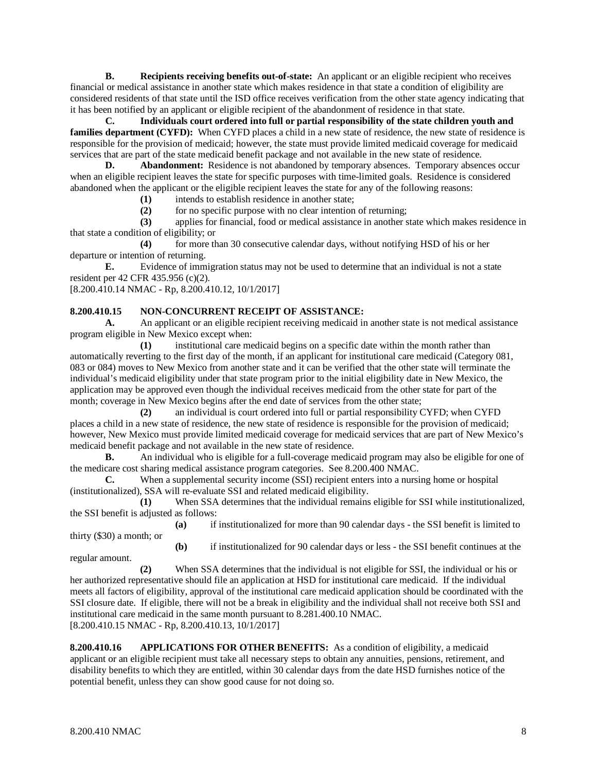**B. Recipients receiving benefits out-of-state:** An applicant or an eligible recipient who receives financial or medical assistance in another state which makes residence in that state a condition of eligibility are considered residents of that state until the ISD office receives verification from the other state agency indicating that it has been notified by an applicant or eligible recipient of the abandonment of residence in that state.

**C. Individuals court ordered into full or partial responsibility of the state children youth and families department (CYFD):** When CYFD places a child in a new state of residence, the new state of residence is responsible for the provision of medicaid; however, the state must provide limited medicaid coverage for medicaid services that are part of the state medicaid benefit package and not available in the new state of residence.

**D. Abandonment:** Residence is not abandoned by temporary absences. Temporary absences occur when an eligible recipient leaves the state for specific purposes with time-limited goals. Residence is considered abandoned when the applicant or the eligible recipient leaves the state for any of the following reasons:

**(1)** intends to establish residence in another state;

**(2)** for no specific purpose with no clear intention of returning;

**(3)** applies for financial, food or medical assistance in another state which makes residence in that state a condition of eligibility; or

**(4)** for more than 30 consecutive calendar days, without notifying HSD of his or her departure or intention of returning.

**E.** Evidence of immigration status may not be used to determine that an individual is not a state resident per 42 CFR 435.956 (c)(2).

[8.200.410.14 NMAC - Rp, 8.200.410.12, 10/1/2017]

**8.200.410.15 NON-CONCURRENT RECEIPT OF ASSISTANCE:**

**A.** An applicant or an eligible recipient receiving medicaid in another state is not medical assistance program eligible in New Mexico except when:

**(1)** institutional care medicaid begins on a specific date within the month rather than automatically reverting to the first day of the month, if an applicant for institutional care medicaid (Category 081, 083 or 084) moves to New Mexico from another state and it can be verified that the other state will terminate the individual's medicaid eligibility under that state program prior to the initial eligibility date in New Mexico, the application may be approved even though the individual receives medicaid from the other state for part of the month; coverage in New Mexico begins after the end date of services from the other state;

**(2)** an individual is court ordered into full or partial responsibility CYFD; when CYFD places a child in a new state of residence, the new state of residence is responsible for the provision of medicaid; however, New Mexico must provide limited medicaid coverage for medicaid services that are part of New Mexico's medicaid benefit package and not available in the new state of residence.

**B.** An individual who is eligible for a full-coverage medicaid program may also be eligible for one of the medicare cost sharing medical assistance program categories. See 8.200.400 NMAC.

**C.** When a supplemental security income (SSI) recipient enters into a nursing home or hospital (institutionalized), SSA will re-evaluate SSI and related medicaid eligibility.

**(1)** When SSA determines that the individual remains eligible for SSI while institutionalized, the SSI benefit is adjusted as follows:

**(a)** if institutionalized for more than 90 calendar days - the SSI benefit is limited to thirty ($30) a month; or

**(b)** if institutionalized for 90 calendar days or less - the SSI benefit continues at the regular amount.

**(2)** When SSA determines that the individual is not eligible for SSI, the individual or his or her authorized representative should file an application at HSD for institutional care medicaid. If the individual meets all factors of eligibility, approval of the institutional care medicaid application should be coordinated with the SSI closure date. If eligible, there will not be a break in eligibility and the individual shall not receive both SSI and institutional care medicaid in the same month pursuant to 8.281.400.10 NMAC.

[8.200.410.15 NMAC - Rp, 8.200.410.13, 10/1/2017]

**8.200.410.16 APPLICATIONS FOR OTHER BENEFITS:** As a condition of eligibility, a medicaid applicant or an eligible recipient must take all necessary steps to obtain any annuities, pensions, retirement, and disability benefits to which they are entitled, within 30 calendar days from the date HSD furnishes notice of the potential benefit, unless they can show good cause for not doing so.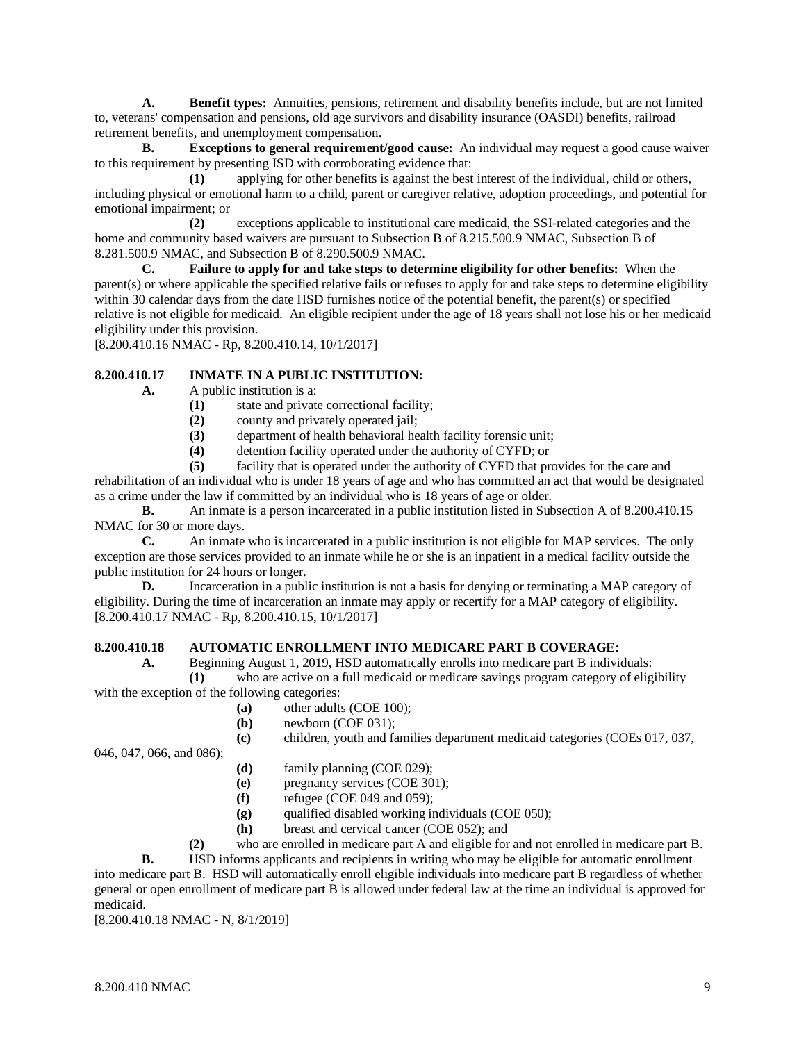**A. Benefit types:** Annuities, pensions, retirement and disability benefits include, but are not limited to, veterans' compensation and pensions, old age survivors and disability insurance (OASDI) benefits, railroad retirement benefits, and unemployment compensation.

**B. Exceptions to general requirement/good cause:** An individual may request a good cause waiver to this requirement by presenting ISD with corroborating evidence that:

**(1)** applying for other benefits is against the best interest of the individual, child or others, including physical or emotional harm to a child, parent or caregiver relative, adoption proceedings, and potential for emotional impairment; or

**(2)** exceptions applicable to institutional care medicaid, the SSI-related categories and the home and community based waivers are pursuant to Subsection B of 8.215.500.9 NMAC, Subsection B of 8.281.500.9 NMAC, and Subsection B of 8.290.500.9 NMAC.

**C. Failure to apply for and take steps to determine eligibility for other benefits:** When the parent(s) or where applicable the specified relative fails or refuses to apply for and take steps to determine eligibility within 30 calendar days from the date HSD furnishes notice of the potential benefit, the parent(s) or specified relative is not eligible for medicaid. An eligible recipient under the age of 18 years shall not lose his or her medicaid eligibility under this provision.

[8.200.410.16 NMAC - Rp, 8.200.410.14, 10/1/2017]

## 8.200.410.17 INMATE IN A PUBLIC INSTITUTION:

**A.** A public institution is a:

**(1)** state and private correctional facility;

**(2)** county and privately operated jail;

**(3)** department of health behavioral health facility forensic unit;

**(4)** detention facility operated under the authority of CYFD; or

**(5)** facility that is operated under the authority of CYFD that provides for the care and rehabilitation of an individual who is under 18 years of age and who has committed an act that would be designated as a crime under the law if committed by an individual who is 18 years of age or older.

**B.** An inmate is a person incarcerated in a public institution listed in Subsection A of 8.200.410.15 NMAC for 30 or more days.

**C.** An inmate who is incarcerated in a public institution is not eligible for MAP services. The only exception are those services provided to an inmate while he or she is an inpatient in a medical facility outside the public institution for 24 hours or longer.

**D.** Incarceration in a public institution is not a basis for denying or terminating a MAP category of eligibility. During the time of incarceration an inmate may apply or recertify for a MAP category of eligibility.

[8.200.410.17 NMAC - Rp, 8.200.410.15, 10/1/2017]

## 8.200.410.18 AUTOMATIC ENROLLMENT INTO MEDICARE PART B COVERAGE:

**A.** Beginning August 1, 2019, HSD automatically enrolls into medicare part B individuals:

**(1)** who are active on a full medicaid or medicare savings program category of eligibility with the exception of the following categories:

**(a)** other adults (COE 100);

**(b)** newborn (COE 031);

**(c)** children, youth and families department medicaid categories (COEs 017, 037, 046, 047, 066, and 086);

**(d)** family planning (COE 029);

**(e)** pregnancy services (COE 301);

**(f)** refugee (COE 049 and 059);

**(g)** qualified disabled working individuals (COE 050);

**(h)** breast and cervical cancer (COE 052); and

**(2)** who are enrolled in medicare part A and eligible for and not enrolled in medicare part B.

**B.** HSD informs applicants and recipients in writing who may be eligible for automatic enrollment into medicare part B. HSD will automatically enroll eligible individuals into medicare part B regardless of whether general or open enrollment of medicare part B is allowed under federal law at the time an individual is approved for medicaid.

[8.200.410.18 NMAC - N, 8/1/2019]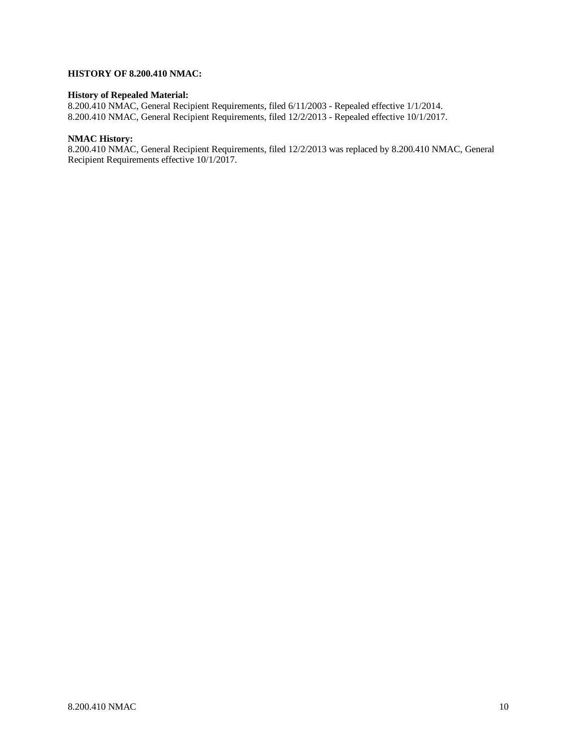**HISTORY OF 8.200.410 NMAC:**

**History of Repealed Material:**
8.200.410 NMAC, General Recipient Requirements, filed 6/11/2003 - Repealed effective 1/1/2014.
8.200.410 NMAC, General Recipient Requirements, filed 12/2/2013 - Repealed effective 10/1/2017.

**NMAC History:**
8.200.410 NMAC, General Recipient Requirements, filed 12/2/2013 was replaced by 8.200.410 NMAC, General Recipient Requirements effective 10/1/2017.